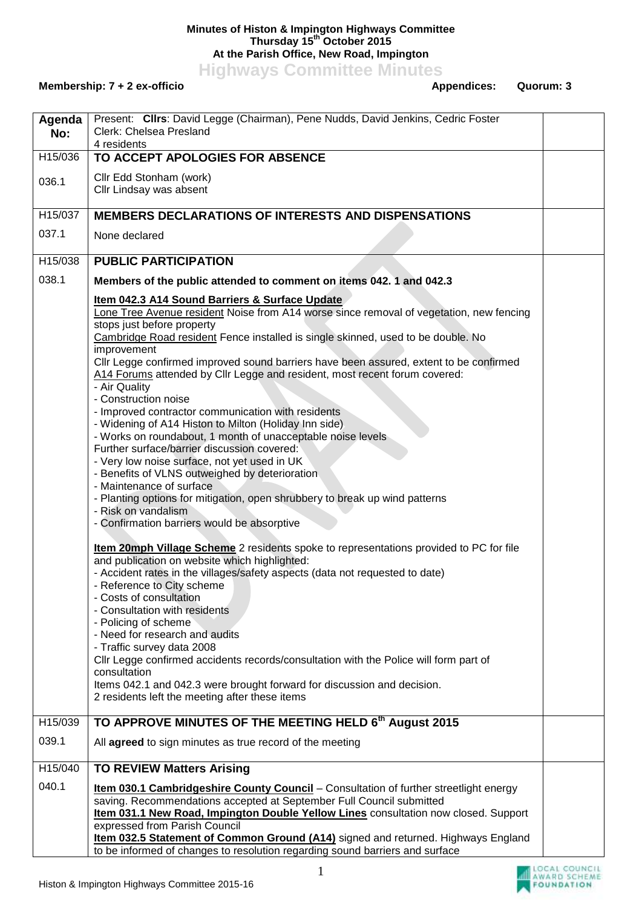**Minutes of Histon & Impington Highways Committee**
**Thursday 15th October 2015**
**At the Parish Office, New Road, Impington**

# Highways Committee Minutes

**Membership: 7 + 2 ex-officio** **Appendices:** **Quorum: 3**

| Agenda No: | Present: **Cllrs**: David Legge (Chairman), Pene Nudds, David Jenkins, Cedric Foster<br>Clerk: Chelsea Presland<br>4 residents | |
|---|---|---|
| H15/036 | **TO ACCEPT APOLOGIES FOR ABSENCE** | |
| 036.1 | Cllr Edd Stonham (work)<br>Cllr Lindsay was absent | |
| H15/037 | **MEMBERS DECLARATIONS OF INTERESTS AND DISPENSATIONS** | |
| 037.1 | None declared | |
| H15/038 | **PUBLIC PARTICIPATION** | |
| 038.1 | **Members of the public attended to comment on items 042. 1 and 042.3**<br><br>**Item 042.3 A14 Sound Barriers & Surface Update**<br>Lone Tree Avenue resident Noise from A14 worse since removal of vegetation, new fencing stops just before property<br>Cambridge Road resident Fence installed is single skinned, used to be double. No improvement<br>Cllr Legge confirmed improved sound barriers have been assured, extent to be confirmed<br>A14 Forums attended by Cllr Legge and resident, most recent forum covered:<br>- Air Quality<br>- Construction noise<br>- Improved contractor communication with residents<br>- Widening of A14 Histon to Milton (Holiday Inn side)<br>- Works on roundabout, 1 month of unacceptable noise levels<br>Further surface/barrier discussion covered:<br>- Very low noise surface, not yet used in UK<br>- Benefits of VLNS outweighed by deterioration<br>- Maintenance of surface<br>- Planting options for mitigation, open shrubbery to break up wind patterns<br>- Risk on vandalism<br>- Confirmation barriers would be absorptive<br><br>**Item 20mph Village Scheme** 2 residents spoke to representations provided to PC for file and publication on website which highlighted:<br>- Accident rates in the villages/safety aspects (data not requested to date)<br>- Reference to City scheme<br>- Costs of consultation<br>- Consultation with residents<br>- Policing of scheme<br>- Need for research and audits<br>- Traffic survey data 2008<br>Cllr Legge confirmed accidents records/consultation with the Police will form part of consultation<br>Items 042.1 and 042.3 were brought forward for discussion and decision.<br>2 residents left the meeting after these items | |
| H15/039 | **TO APPROVE MINUTES OF THE MEETING HELD 6th August 2015** | |
| 039.1 | All **agreed** to sign minutes as true record of the meeting | |
| H15/040 | **TO REVIEW Matters Arising** | |
| 040.1 | **Item 030.1 Cambridgeshire County Council** – Consultation of further streetlight energy saving. Recommendations accepted at September Full Council submitted<br>**Item 031.1 New Road, Impington Double Yellow Lines** consultation now closed. Support expressed from Parish Council<br>**Item 032.5 Statement of Common Ground (A14)** signed and returned. Highways England to be informed of changes to resolution regarding sound barriers and surface | |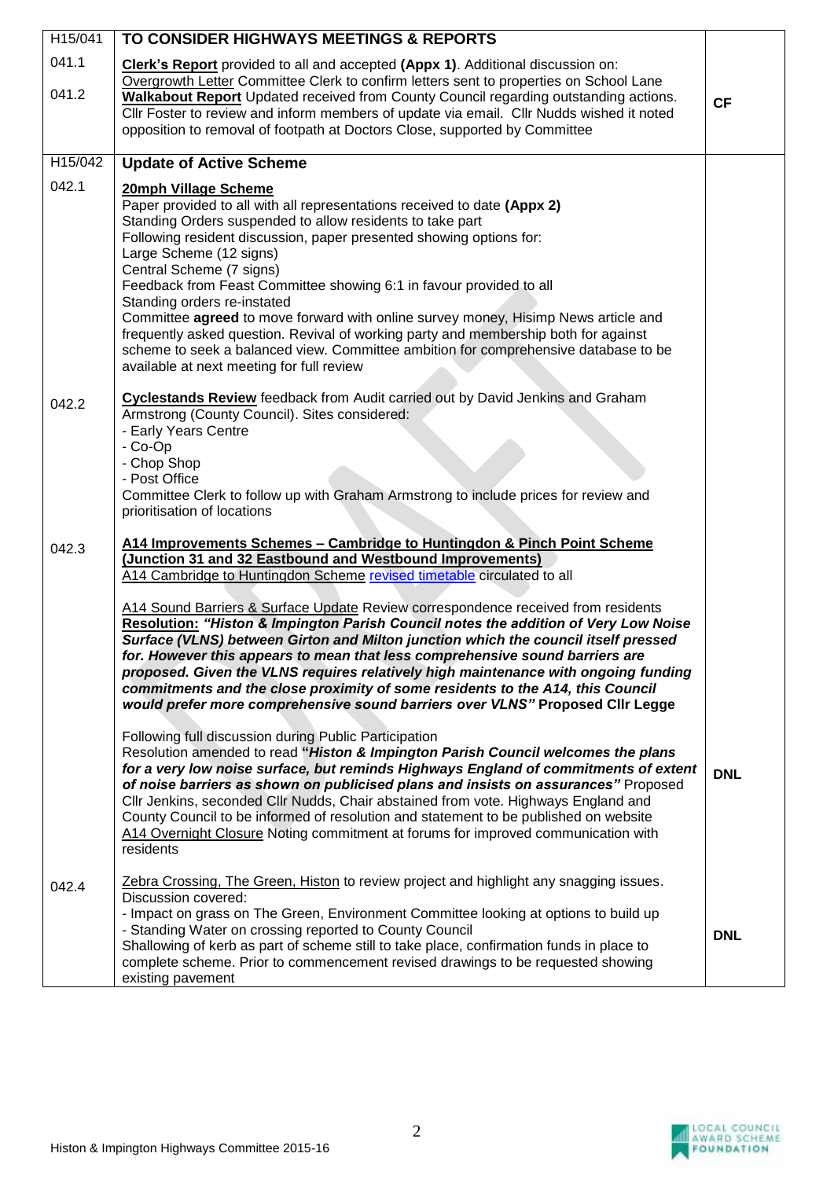| H15/041 | TO CONSIDER HIGHWAYS MEETINGS & REPORTS | |
|---|---|---|
| 041.1<br><br>041.2 | **Clerk's Report** provided to all and accepted **(Appx 1)**. Additional discussion on:<br>Overgrowth Letter Committee Clerk to confirm letters sent to properties on School Lane<br>**Walkabout Report** Updated received from County Council regarding outstanding actions. Cllr Foster to review and inform members of update via email. Cllr Nudds wished it noted opposition to removal of footpath at Doctors Close, supported by Committee | **CF** |
| H15/042 | **Update of Active Scheme** | |
| 042.1 | **20mph Village Scheme**<br>Paper provided to all with all representations received to date **(Appx 2)**<br>Standing Orders suspended to allow residents to take part<br>Following resident discussion, paper presented showing options for:<br>Large Scheme (12 signs)<br>Central Scheme (7 signs)<br>Feedback from Feast Committee showing 6:1 in favour provided to all<br>Standing orders re-instated<br>Committee **agreed** to move forward with online survey money, Hisimp News article and frequently asked question. Revival of working party and membership both for against scheme to seek a balanced view. Committee ambition for comprehensive database to be available at next meeting for full review | |
| 042.2 | **Cyclestands Review** feedback from Audit carried out by David Jenkins and Graham Armstrong (County Council). Sites considered:<br>- Early Years Centre<br>- Co-Op<br>- Chop Shop<br>- Post Office<br>Committee Clerk to follow up with Graham Armstrong to include prices for review and prioritisation of locations | |
| 042.3 | **A14 Improvements Schemes – Cambridge to Huntingdon & Pinch Point Scheme (Junction 31 and 32 Eastbound and Westbound Improvements)**<br>A14 Cambridge to Huntingdon Scheme revised timetable circulated to all<br><br>A14 Sound Barriers & Surface Update Review correspondence received from residents<br>**Resolution:** ***"Histon & Impington Parish Council notes the addition of Very Low Noise Surface (VLNS) between Girton and Milton junction which the council itself pressed for. However this appears to mean that less comprehensive sound barriers are proposed. Given the VLNS requires relatively high maintenance with ongoing funding commitments and the close proximity of some residents to the A14, this Council would prefer more comprehensive sound barriers over VLNS"*** **Proposed Cllr Legge**<br><br>Following full discussion during Public Participation<br>Resolution amended to read ***"Histon & Impington Parish Council welcomes the plans for a very low noise surface, but reminds Highways England of commitments of extent of noise barriers as shown on publicised plans and insists on assurances"*** Proposed Cllr Jenkins, seconded Cllr Nudds, Chair abstained from vote. Highways England and County Council to be informed of resolution and statement to be published on website<br>A14 Overnight Closure Noting commitment at forums for improved communication with residents | **DNL** |
| 042.4 | Zebra Crossing, The Green, Histon to review project and highlight any snagging issues. Discussion covered:<br>- Impact on grass on The Green, Environment Committee looking at options to build up<br>- Standing Water on crossing reported to County Council<br>Shallowing of kerb as part of scheme still to take place, confirmation funds in place to complete scheme. Prior to commencement revised drawings to be requested showing existing pavement | **DNL** |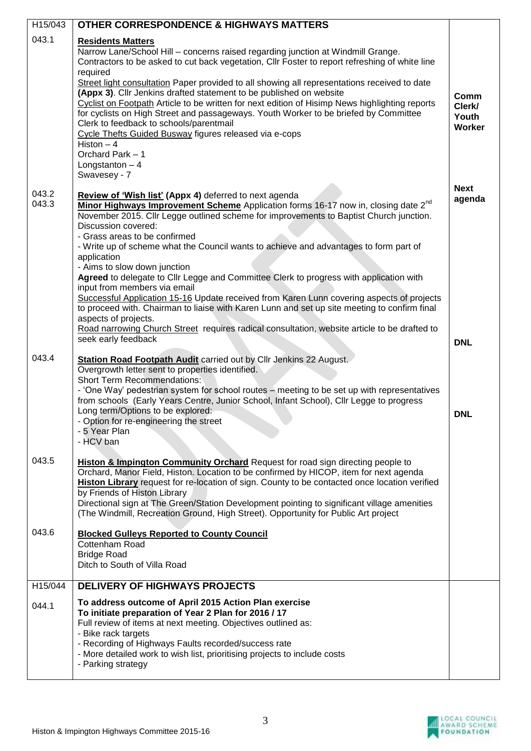| H15/043 | OTHER CORRESPONDENCE & HIGHWAYS MATTERS | |
|---|---|---|
| 043.1 | **Residents Matters**<br>Narrow Lane/School Hill – concerns raised regarding junction at Windmill Grange. Contractors to be asked to cut back vegetation, Cllr Foster to report refreshing of white line required<br>Street light consultation Paper provided to all showing all representations received to date **(Appx 3)**. Cllr Jenkins drafted statement to be published on website<br>Cyclist on Footpath Article to be written for next edition of Hisimp News highlighting reports for cyclists on High Street and passageways. Youth Worker to be briefed by Committee Clerk to feedback to schools/parentmail<br>Cycle Thefts Guided Busway figures released via e-cops<br>Histon – 4<br>Orchard Park – 1<br>Longstanton – 4<br>Swavesey - 7 | **Comm Clerk/ Youth Worker** |
| 043.2<br>043.3 | **Review of 'Wish list' (Appx 4)** deferred to next agenda<br>**Minor Highways Improvement Scheme** Application forms 16-17 now in, closing date 2nd November 2015. Cllr Legge outlined scheme for improvements to Baptist Church junction. Discussion covered:<br>- Grass areas to be confirmed<br>- Write up of scheme what the Council wants to achieve and advantages to form part of application<br>- Aims to slow down junction<br>**Agreed** to delegate to Cllr Legge and Committee Clerk to progress with application with input from members via email<br>Successful Application 15-16 Update received from Karen Lunn covering aspects of projects to proceed with. Chairman to liaise with Karen Lunn and set up site meeting to confirm final aspects of projects.<br>Road narrowing Church Street requires radical consultation, website article to be drafted to seek early feedback | **Next agenda**<br><br>**DNL** |
| 043.4 | **Station Road Footpath Audit** carried out by Cllr Jenkins 22 August.<br>Overgrowth letter sent to properties identified.<br>Short Term Recommendations:<br>- 'One Way' pedestrian system for school routes – meeting to be set up with representatives from schools (Early Years Centre, Junior School, Infant School), Cllr Legge to progress<br>Long term/Options to be explored:<br>- Option for re-engineering the street<br>- 5 Year Plan<br>- HCV ban | **DNL** |
| 043.5 | **Histon & Impington Community Orchard** Request for road sign directing people to Orchard, Manor Field, Histon. Location to be confirmed by HICOP, item for next agenda<br>**Histon Library** request for re-location of sign. County to be contacted once location verified by Friends of Histon Library<br>Directional sign at The Green/Station Development pointing to significant village amenities (The Windmill, Recreation Ground, High Street). Opportunity for Public Art project | |
| 043.6 | **Blocked Gulleys Reported to County Council**<br>Cottenham Road<br>Bridge Road<br>Ditch to South of Villa Road | |
| H15/044 | **DELIVERY OF HIGHWAYS PROJECTS** | |
| 044.1 | **To address outcome of April 2015 Action Plan exercise**<br>**To initiate preparation of Year 2 Plan for 2016 / 17**<br>Full review of items at next meeting. Objectives outlined as:<br>- Bike rack targets<br>- Recording of Highways Faults recorded/success rate<br>- More detailed work to wish list, prioritising projects to include costs<br>- Parking strategy | |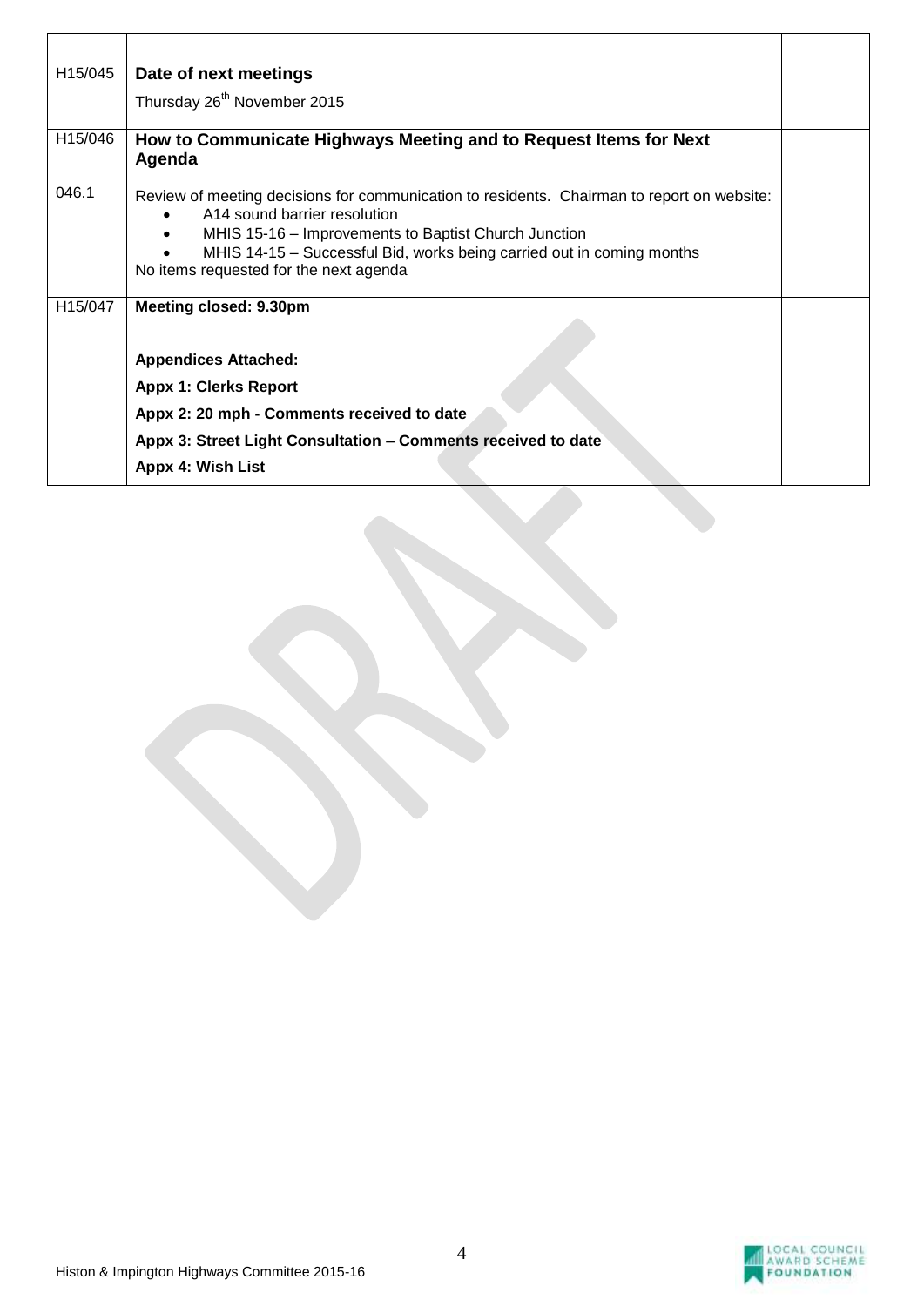| | | |
|---|---|---|
| | | |
| H15/045 | **Date of next meetings**<br><br>Thursday 26th November 2015 | |
| H15/046 | **How to Communicate Highways Meeting and to Request Items for Next Agenda** | |
| 046.1 | Review of meeting decisions for communication to residents. Chairman to report on website:<br>• A14 sound barrier resolution<br>• MHIS 15-16 – Improvements to Baptist Church Junction<br>• MHIS 14-15 – Successful Bid, works being carried out in coming months<br>No items requested for the next agenda | |
| H15/047 | **Meeting closed: 9.30pm**<br><br>**Appendices Attached:**<br>**Appx 1: Clerks Report**<br>**Appx 2: 20 mph - Comments received to date**<br>**Appx 3: Street Light Consultation – Comments received to date**<br>**Appx 4: Wish List** | |

DRAFT